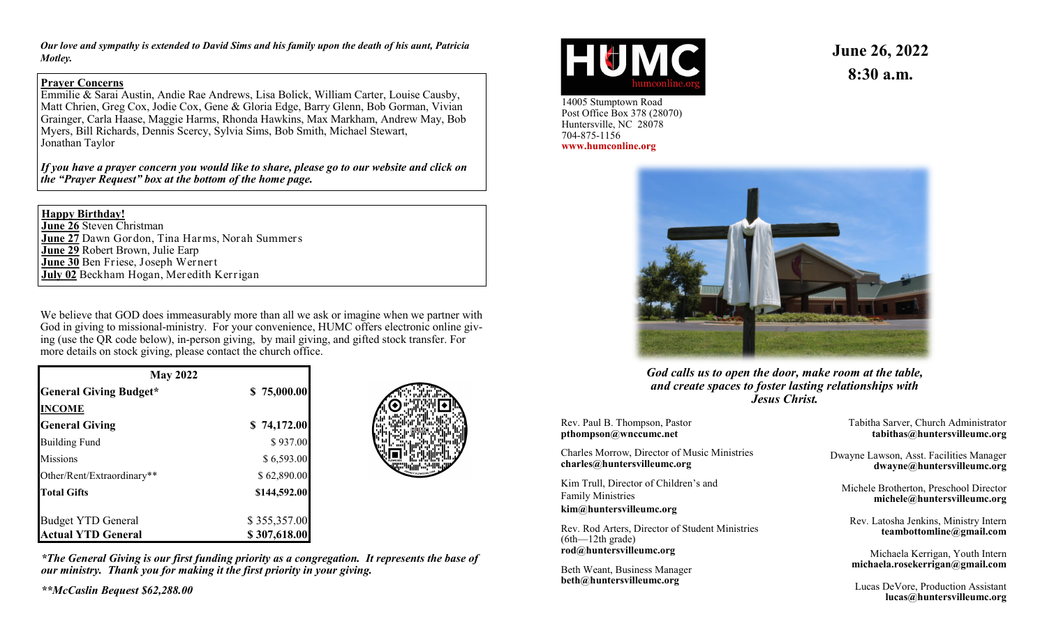*Our love and sympathy is extended to David Sims and his family upon the death of his aunt, Patricia Motley.*

**Prayer Concerns**

Emmilie & Sarai Austin, Andie Rae Andrews, Lisa Bolick, William Carter, Louise Causby, Matt Chrien, Greg Cox, Jodie Cox, Gene & Gloria Edge, Barry Glenn, Bob Gorman, Vivian Grainger, Carla Haase, Maggie Harms, Rhonda Hawkins, Max Markham, Andrew May, Bob Myers, Bill Richards, Dennis Scercy, Sylvia Sims, Bob Smith, Michael Stewart, Jonathan Taylor

***If you have a prayer concern you would like to share, please go to our website and click on the "Prayer Request" box at the bottom of the home page.***

**Happy Birthday!**

**June 26** Steven Christman
**June 27** Dawn Gordon, Tina Harms, Norah Summers
**June 29** Robert Brown, Julie Earp
**June 30** Ben Friese, Joseph Wernert
**July 02** Beckham Hogan, Meredith Kerrigan

We believe that GOD does immeasurably more than all we ask or imagine when we partner with God in giving to missional-ministry. For your convenience, HUMC offers electronic online giving (use the QR code below), in-person giving, by mail giving, and gifted stock transfer. For more details on stock giving, please contact the church office.

| May 2022 | |
|---|---|
| **General Giving Budget*** | **$ 75,000.00** |
| **INCOME** | |
| **General Giving** | **$ 74,172.00** |
| Building Fund | $ 937.00 |
| Missions | $ 6,593.00 |
| Other/Rent/Extraordinary** | $ 62,890.00 |
| **Total Gifts** | **$144,592.00** |
| Budget YTD General | $ 355,357.00 |
| **Actual YTD General** | **$ 307,618.00** |

***The General Giving is our first funding priority as a congregation. It represents the base of our ministry. Thank you for making it the first priority in your giving.***

***\*\*McCaslin Bequest $62,288.00***

HUMC
humconline.org

14005 Stumptown Road
Post Office Box 378 (28070)
Huntersville, NC 28078
704-875-1156
**www.humconline.org**

# June 26, 2022
# 8:30 a.m.

***God calls us to open the door, make room at the table, and create spaces to foster lasting relationships with Jesus Christ.***

Rev. Paul B. Thompson, Pastor
**pthompson@wnccumc.net**

Charles Morrow, Director of Music Ministries
**charles@huntersvilleumc.org**

Kim Trull, Director of Children's and Family Ministries
**kim@huntersvilleumc.org**

Rev. Rod Arters, Director of Student Ministries (6th—12th grade)
**rod@huntersvilleumc.org**

Beth Weant, Business Manager
**beth@huntersvilleumc.org**

Tabitha Sarver, Church Administrator
**tabithas@huntersvilleumc.org**

Dwayne Lawson, Asst. Facilities Manager
**dwayne@huntersvilleumc.org**

Michele Brotherton, Preschool Director
**michele@huntersvilleumc.org**

Rev. Latosha Jenkins, Ministry Intern
**teambottomline@gmail.com**

Michaela Kerrigan, Youth Intern
**michaela.rosekerrigan@gmail.com**

Lucas DeVore, Production Assistant
**lucas@huntersvilleumc.org**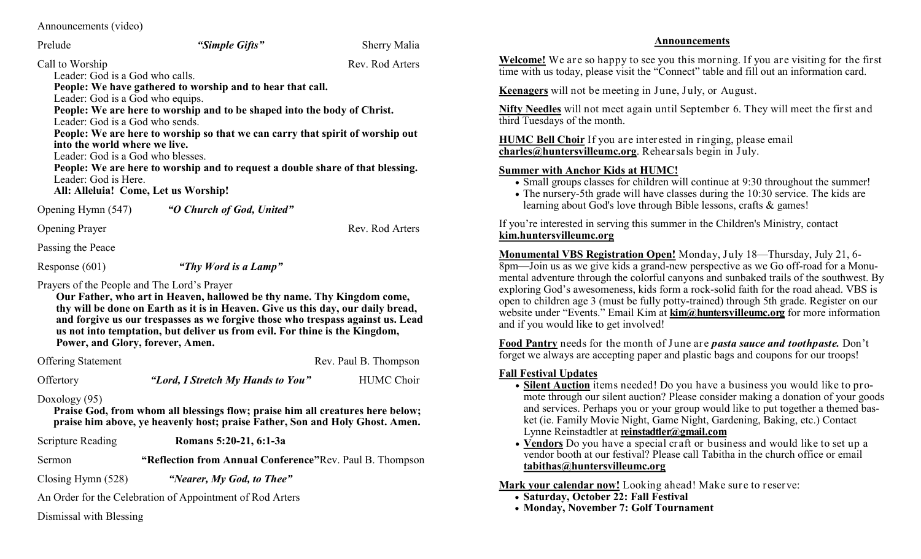Announcements (video)

Prelude *"Simple Gifts"* Sherry Malia

Call to Worship Rev. Rod Arters

Leader: God is a God who calls.
**People: We have gathered to worship and to hear that call.**
Leader: God is a God who equips.
**People: We are here to worship and to be shaped into the body of Christ.**
Leader: God is a God who sends.
**People: We are here to worship so that we can carry that spirit of worship out into the world where we live.**
Leader: God is a God who blesses.
**People: We are here to worship and to request a double share of that blessing.**
Leader: God is Here.
**All: Alleluia! Come, Let us Worship!**

Opening Hymn (547) ***"O Church of God, United"***

Opening Prayer Rev. Rod Arters

Passing the Peace

Response (601) ***"Thy Word is a Lamp"***

Prayers of the People and The Lord's Prayer

**Our Father, who art in Heaven, hallowed be thy name. Thy Kingdom come, thy will be done on Earth as it is in Heaven. Give us this day, our daily bread, and forgive us our trespasses as we forgive those who trespass against us. Lead us not into temptation, but deliver us from evil. For thine is the Kingdom, Power, and Glory, forever, Amen.**

Offering Statement Rev. Paul B. Thompson

Offertory ***"Lord, I Stretch My Hands to You"*** HUMC Choir

Doxology (95)

**Praise God, from whom all blessings flow; praise him all creatures here below; praise him above, ye heavenly host; praise Father, Son and Holy Ghost. Amen.**

Scripture Reading **Romans 5:20-21, 6:1-3a**

Sermon **"Reflection from Annual Conference"** Rev. Paul B. Thompson

Closing Hymn (528) ***"Nearer, My God, to Thee"***

An Order for the Celebration of Appointment of Rod Arters

Dismissal with Blessing

## Announcements

**Welcome!** We are so happy to see you this morning. If you are visiting for the first time with us today, please visit the "Connect" table and fill out an information card.

**Keenagers** will not be meeting in June, July, or August.

**Nifty Needles** will not meet again until September 6. They will meet the first and third Tuesdays of the month.

**HUMC Bell Choir** If you are interested in ringing, please email **charles@huntersvilleumc.org**. Rehearsals begin in July.

**Summer with Anchor Kids at HUMC!**

- Small groups classes for children will continue at 9:30 throughout the summer!
- The nursery-5th grade will have classes during the 10:30 service. The kids are learning about God's love through Bible lessons, crafts & games!

If you're interested in serving this summer in the Children's Ministry, contact **kim.huntersvilleumc.org**

**Monumental VBS Registration Open!** Monday, July 18—Thursday, July 21, 6-8pm—Join us as we give kids a grand-new perspective as we Go off-road for a Monumental adventure through the colorful canyons and sunbaked trails of the southwest. By exploring God's awesomeness, kids form a rock-solid faith for the road ahead. VBS is open to children age 3 (must be fully potty-trained) through 5th grade. Register on our website under "Events." Email Kim at **kim@huntersvilleumc.org** for more information and if you would like to get involved!

**Food Pantry** needs for the month of June are ***pasta sauce and toothpaste.*** Don't forget we always are accepting paper and plastic bags and coupons for our troops!

**Fall Festival Updates**

- **Silent Auction** items needed! Do you have a business you would like to promote through our silent auction? Please consider making a donation of your goods and services. Perhaps you or your group would like to put together a themed basket (ie. Family Movie Night, Game Night, Gardening, Baking, etc.) Contact Lynne Reinstadtler at **reinstadtler@gmail.com**
- **Vendors** Do you have a special craft or business and would like to set up a vendor booth at our festival? Please call Tabitha in the church office or email **tabithas@huntersvilleumc.org**

**Mark your calendar now!** Looking ahead! Make sure to reserve:

- **Saturday, October 22: Fall Festival**
- **Monday, November 7: Golf Tournament**